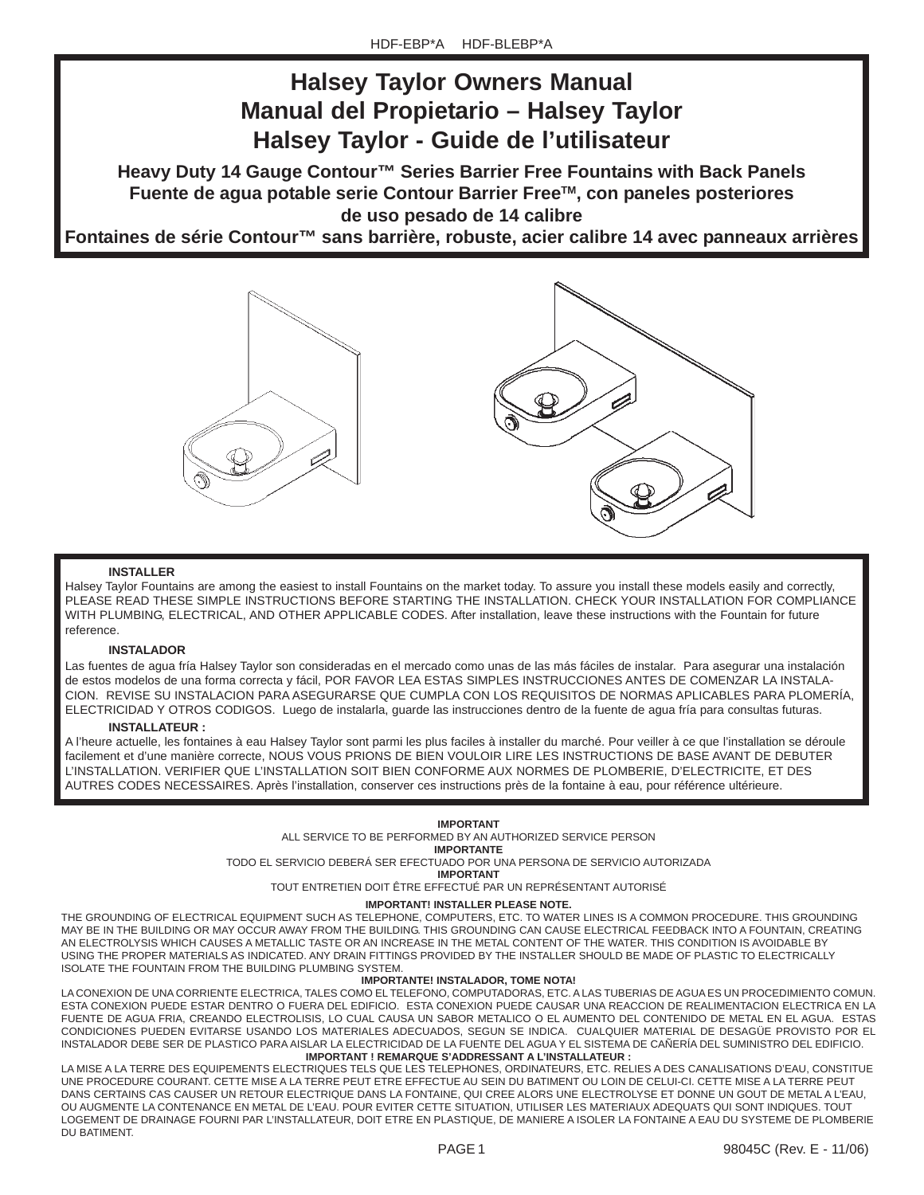HDF-EBP*A HDF-BLEBP*A

# Halsey Taylor Owners Manual
# Manual del Propietario – Halsey Taylor
# Halsey Taylor - Guide de l'utilisateur

**Heavy Duty 14 Gauge Contour™ Series Barrier Free Fountains with Back Panels**

**Fuente de agua potable serie Contour Barrier Free™, con paneles posteriores de uso pesado de 14 calibre**

**Fontaines de série Contour™ sans barrière, robuste, acier calibre 14 avec panneaux arrières**

**INSTALLER**

Halsey Taylor Fountains are among the easiest to install Fountains on the market today. To assure you install these models easily and correctly, PLEASE READ THESE SIMPLE INSTRUCTIONS BEFORE STARTING THE INSTALLATION. CHECK YOUR INSTALLATION FOR COMPLIANCE WITH PLUMBING, ELECTRICAL, AND OTHER APPLICABLE CODES. After installation, leave these instructions with the Fountain for future reference.

**INSTALADOR**

Las fuentes de agua fría Halsey Taylor son consideradas en el mercado como unas de las más fáciles de instalar. Para asegurar una instalación de estos modelos de una forma correcta y fácil, POR FAVOR LEA ESTAS SIMPLES INSTRUCCIONES ANTES DE COMENZAR LA INSTALACION. REVISE SU INSTALACION PARA ASEGURARSE QUE CUMPLA CON LOS REQUISITOS DE NORMAS APLICABLES PARA PLOMERÍA, ELECTRICIDAD Y OTROS CODIGOS. Luego de instalarla, guarde las instrucciones dentro de la fuente de agua fría para consultas futuras.

**INSTALLATEUR :**

A l'heure actuelle, les fontaines à eau Halsey Taylor sont parmi les plus faciles à installer du marché. Pour veiller à ce que l'installation se déroule facilement et d'une manière correcte, NOUS VOUS PRIONS DE BIEN VOULOIR LIRE LES INSTRUCTIONS DE BASE AVANT DE DEBUTER L'INSTALLATION. VERIFIER QUE L'INSTALLATION SOIT BIEN CONFORME AUX NORMES DE PLOMBERIE, D'ELECTRICITE, ET DES AUTRES CODES NECESSAIRES. Après l'installation, conserver ces instructions près de la fontaine à eau, pour référence ultérieure.

**IMPORTANT**

ALL SERVICE TO BE PERFORMED BY AN AUTHORIZED SERVICE PERSON

**IMPORTANTE**

TODO EL SERVICIO DEBERÁ SER EFECTUADO POR UNA PERSONA DE SERVICIO AUTORIZADA

**IMPORTANT**

TOUT ENTRETIEN DOIT ÊTRE EFFECTUÉ PAR UN REPRÉSENTANT AUTORISÉ

**IMPORTANT! INSTALLER PLEASE NOTE.**

THE GROUNDING OF ELECTRICAL EQUIPMENT SUCH AS TELEPHONE, COMPUTERS, ETC. TO WATER LINES IS A COMMON PROCEDURE. THIS GROUNDING MAY BE IN THE BUILDING OR MAY OCCUR AWAY FROM THE BUILDING. THIS GROUNDING CAN CAUSE ELECTRICAL FEEDBACK INTO A FOUNTAIN, CREATING AN ELECTROLYSIS WHICH CAUSES A METALLIC TASTE OR AN INCREASE IN THE METAL CONTENT OF THE WATER. THIS CONDITION IS AVOIDABLE BY USING THE PROPER MATERIALS AS INDICATED. ANY DRAIN FITTINGS PROVIDED BY THE INSTALLER SHOULD BE MADE OF PLASTIC TO ELECTRICALLY ISOLATE THE FOUNTAIN FROM THE BUILDING PLUMBING SYSTEM.

**IMPORTANTE! INSTALADOR, TOME NOTA!**

LA CONEXION DE UNA CORRIENTE ELECTRICA, TALES COMO EL TELEFONO, COMPUTADORAS, ETC. A LAS TUBERIAS DE AGUA ES UN PROCEDIMIENTO COMUN. ESTA CONEXION PUEDE ESTAR DENTRO O FUERA DEL EDIFICIO. ESTA CONEXION PUEDE CAUSAR UNA REACCION DE REALIMENTACION ELECTRICA EN LA FUENTE DE AGUA FRIA, CREANDO ELECTROLISIS, LO CUAL CAUSA UN SABOR METALICO O EL AUMENTO DEL CONTENIDO DE METAL EN EL AGUA. ESTAS CONDICIONES PUEDEN EVITARSE USANDO LOS MATERIALES ADECUADOS, SEGUN SE INDICA. CUALQUIER MATERIAL DE DESAGÜE PROVISTO POR EL INSTALADOR DEBE SER DE PLASTICO PARA AISLAR LA ELECTRICIDAD DE LA FUENTE DEL AGUA Y EL SISTEMA DE CAÑERÍA DEL SUMINISTRO DEL EDIFICIO.

**IMPORTANT ! REMARQUE S'ADDRESSANT A L'INSTALLATEUR :**

LA MISE A LA TERRE DES EQUIPEMENTS ELECTRIQUES TELS QUE LES TELEPHONES, ORDINATEURS, ETC. RELIES A DES CANALISATIONS D'EAU, CONSTITUE UNE PROCEDURE COURANT. CETTE MISE A LA TERRE PEUT ETRE EFFECTUE AU SEIN DU BATIMENT OU LOIN DE CELUI-CI. CETTE MISE A LA TERRE PEUT DANS CERTAINS CAS CAUSER UN RETOUR ELECTRIQUE DANS LA FONTAINE, QUI CREE ALORS UNE ELECTROLYSE ET DONNE UN GOUT DE METAL A L'EAU, OU AUGMENTE LA CONTENANCE EN METAL DE L'EAU. POUR EVITER CETTE SITUATION, UTILISER LES MATERIAUX ADEQUATS QUI SONT INDIQUES. TOUT LOGEMENT DE DRAINAGE FOURNI PAR L'INSTALLATEUR, DOIT ETRE EN PLASTIQUE, DE MANIERE A ISOLER LA FONTAINE A EAU DU SYSTEME DE PLOMBERIE DU BATIMENT.

98045C (Rev. E - 11/06)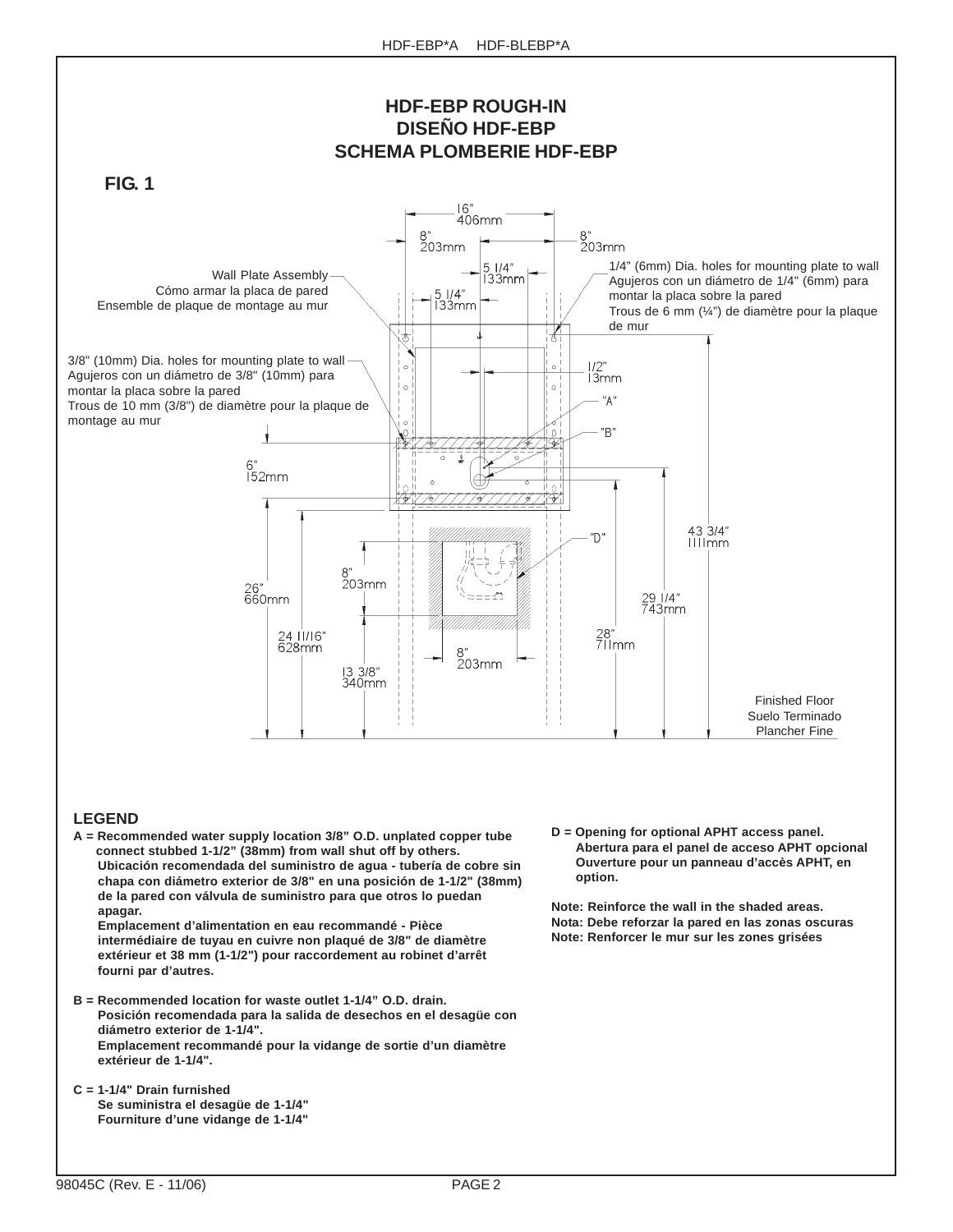# HDF-EBP ROUGH-IN
# DISEÑO HDF-EBP
# SCHEMA PLOMBERIE HDF-EBP

**FIG. 1**

16" 406mm

8" 203mm

8" 203mm

5 1/4" 133mm

5 1/4" 133mm

Wall Plate Assembly
Cómo armar la placa de pared
Ensemble de plaque de montage au mur

1/4" (6mm) Dia. holes for mounting plate to wall
Agujeros con un diámetro de 1/4" (6mm) para montar la placa sobre la pared
Trous de 6 mm (¼") de diamètre pour la plaque de mur

3/8" (10mm) Dia. holes for mounting plate to wall
Agujeros con un diámetro de 3/8" (10mm) para montar la placa sobre la pared
Trous de 10 mm (3/8") de diamètre pour la plaque de montage au mur

1/2" 13mm

"A"

"B"

6" 152mm

43 3/4" 1111mm

"D"

8" 203mm

26" 660mm

29 1/4" 743mm

24 11/16" 628mm

28" 711mm

8" 203mm

13 3/8" 340mm

Finished Floor
Suelo Terminado
Plancher Fine

## LEGEND

**A = Recommended water supply location 3/8" O.D. unplated copper tube connect stubbed 1-1/2" (38mm) from wall shut off by others.**
**Ubicación recomendada del suministro de agua - tubería de cobre sin chapa con diámetro exterior de 3/8" en una posición de 1-1/2" (38mm) de la pared con válvula de suministro para que otros lo puedan apagar.**
**Emplacement d'alimentation en eau recommandé - Pièce intermédiaire de tuyau en cuivre non plaqué de 3/8" de diamètre extérieur et 38 mm (1-1/2") pour raccordement au robinet d'arrêt fourni par d'autres.**

**B = Recommended location for waste outlet 1-1/4" O.D. drain.**
**Posición recomendada para la salida de desechos en el desagüe con diámetro exterior de 1-1/4".**
**Emplacement recommandé pour la vidange de sortie d'un diamètre extérieur de 1-1/4".**

**C = 1-1/4" Drain furnished**
**Se suministra el desagüe de 1-1/4"**
**Fourniture d'une vidange de 1-1/4"**

**D = Opening for optional APHT access panel.**
**Abertura para el panel de acceso APHT opcional**
**Ouverture pour un panneau d'accès APHT, en option.**

**Note: Reinforce the wall in the shaded areas.**
**Nota: Debe reforzar la pared en las zonas oscuras**
**Note: Renforcer le mur sur les zones grisées**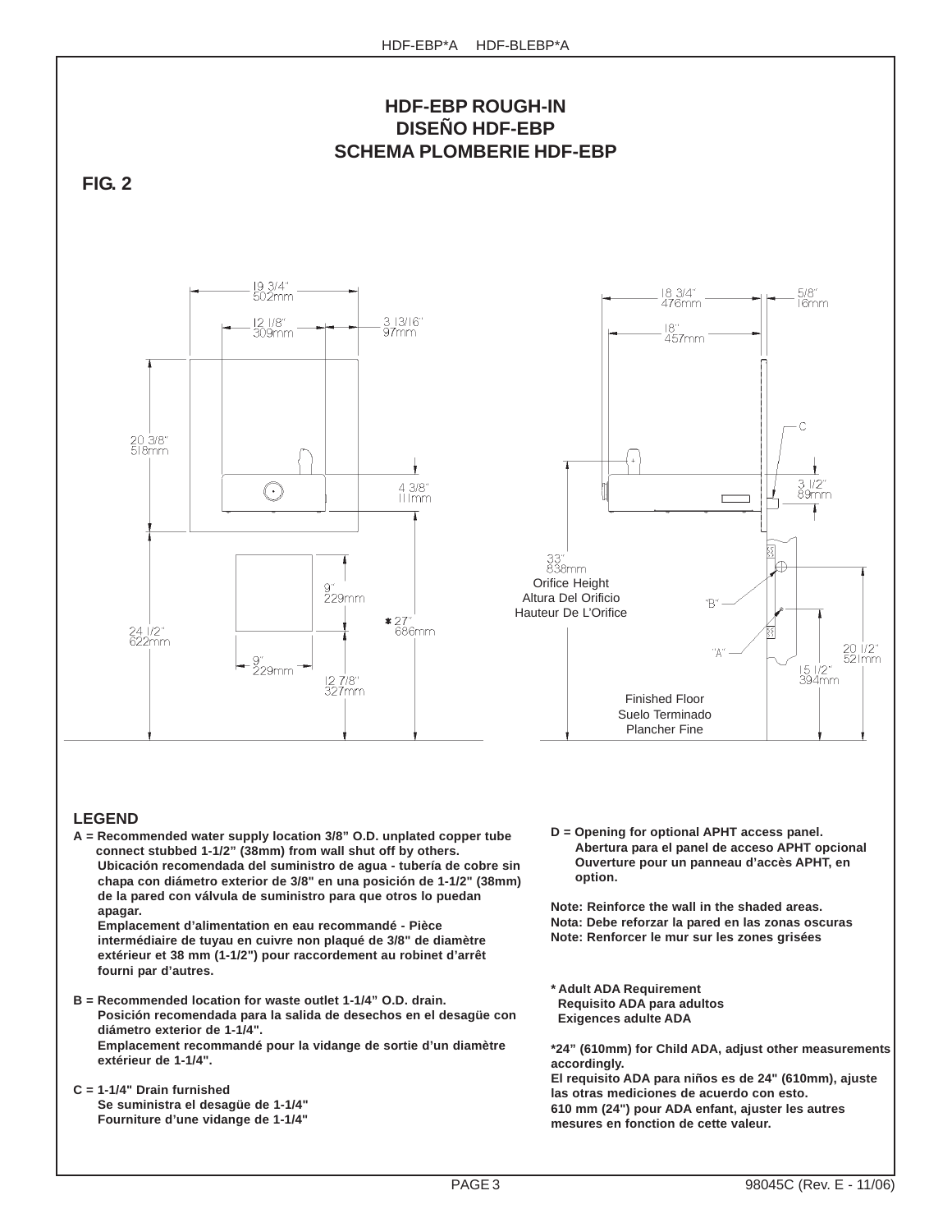## HDF-EBP ROUGH-IN
## DISEÑO HDF-EBP
## SCHEMA PLOMBERIE HDF-EBP

**FIG. 2**

19 3/4" 502mm

12 1/8" 309mm

3 13/16" 97mm

20 3/8" 518mm

4 3/8" 111mm

9" 229mm

✱ 27" 686mm

24 1/2" 622mm

9" 229mm

12 7/8" 327mm

18 3/4" 476mm

5/8" 16mm

18" 457mm

C

3 1/2" 89mm

33" 838mm
Orifice Height
Altura Del Orificio
Hauteur De L'Orifice

"B"

"A"

20 1/2" 521mm

15 1/2" 394mm

Finished Floor
Suelo Terminado
Plancher Fine

### LEGEND

**A = Recommended water supply location 3/8" O.D. unplated copper tube connect stubbed 1-1/2" (38mm) from wall shut off by others.**
**Ubicación recomendada del suministro de agua - tubería de cobre sin chapa con diámetro exterior de 3/8" en una posición de 1-1/2" (38mm) de la pared con válvula de suministro para que otros lo puedan apagar.**
**Emplacement d'alimentation en eau recommandé - Pièce intermédiaire de tuyau en cuivre non plaqué de 3/8" de diamètre extérieur et 38 mm (1-1/2") pour raccordement au robinet d'arrêt fourni par d'autres.**

**B = Recommended location for waste outlet 1-1/4" O.D. drain.**
**Posición recomendada para la salida de desechos en el desagüe con diámetro exterior de 1-1/4".**
**Emplacement recommandé pour la vidange de sortie d'un diamètre extérieur de 1-1/4".**

**C = 1-1/4" Drain furnished**
**Se suministra el desagüe de 1-1/4"**
**Fourniture d'une vidange de 1-1/4"**

**D = Opening for optional APHT access panel.**
**Abertura para el panel de acceso APHT opcional**
**Ouverture pour un panneau d'accès APHT, en option.**

**Note: Reinforce the wall in the shaded areas.**
**Nota: Debe reforzar la pared en las zonas oscuras**
**Note: Renforcer le mur sur les zones grisées**

**\* Adult ADA Requirement**
**Requisito ADA para adultos**
**Exigences adulte ADA**

**\*24" (610mm) for Child ADA, adjust other measurements accordingly.**
**El requisito ADA para niños es de 24" (610mm), ajuste las otras mediciones de acuerdo con esto.**
**610 mm (24") pour ADA enfant, ajuster les autres mesures en fonction de cette valeur.**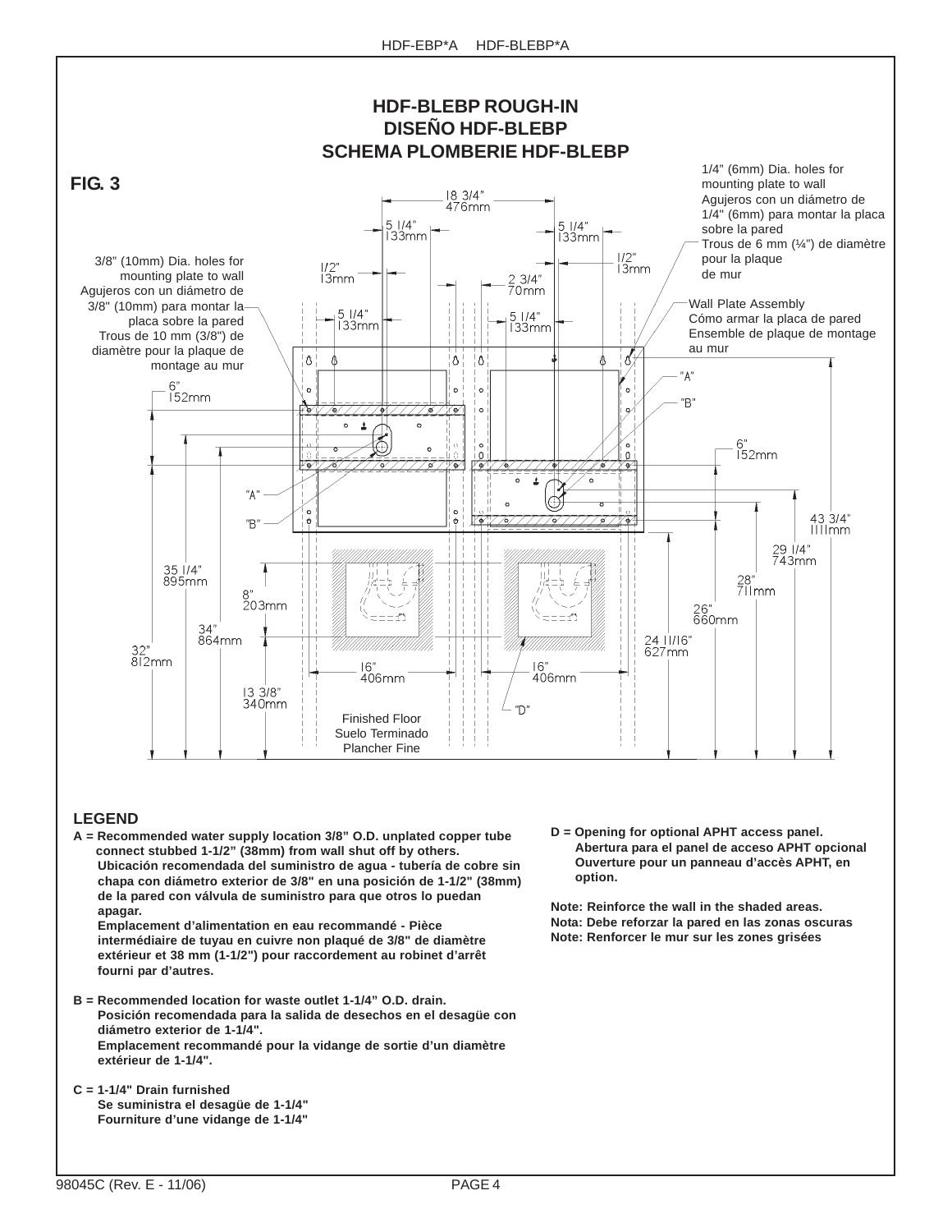# HDF-BLEBP ROUGH-IN
# DISEÑO HDF-BLEBP
# SCHEMA PLOMBERIE HDF-BLEBP

**FIG. 3**

1/4" (6mm) Dia. holes for mounting plate to wall
Agujeros con un diámetro de 1/4" (6mm) para montar la placa sobre la pared
Trous de 6 mm (¼") de diamètre pour la plaque de mur

3/8" (10mm) Dia. holes for mounting plate to wall
Agujeros con un diámetro de 3/8" (10mm) para montar la placa sobre la pared
Trous de 10 mm (3/8") de diamètre pour la plaque de montage au mur

Wall Plate Assembly
Cómo armar la placa de pared
Ensemble de plaque de montage au mur

18 3/4" 476mm
5 1/4" 133mm
5 1/4" 133mm
1/2" 13mm
1/2" 13mm
2 3/4" 70mm
5 1/4" 133mm
5 1/4" 133mm
"A"
"B"
6" 152mm
6" 152mm
"A"
"B"
43 3/4" 1111mm
29 1/4" 743mm
28" 711mm
26" 660mm
24 11/16" 627mm
35 1/4" 895mm
8" 203mm
34" 864mm
32" 812mm
16" 406mm
16" 406mm
13 3/8" 340mm
"D"

Finished Floor
Suelo Terminado
Plancher Fine

## LEGEND

**A = Recommended water supply location 3/8" O.D. unplated copper tube connect stubbed 1-1/2" (38mm) from wall shut off by others.**
**Ubicación recomendada del suministro de agua - tubería de cobre sin chapa con diámetro exterior de 3/8" en una posición de 1-1/2" (38mm) de la pared con válvula de suministro para que otros lo puedan apagar.**
**Emplacement d'alimentation en eau recommandé - Pièce intermédiaire de tuyau en cuivre non plaqué de 3/8" de diamètre extérieur et 38 mm (1-1/2") pour raccordement au robinet d'arrêt fourni par d'autres.**

**B = Recommended location for waste outlet 1-1/4" O.D. drain.**
**Posición recomendada para la salida de desechos en el desagüe con diámetro exterior de 1-1/4".**
**Emplacement recommandé pour la vidange de sortie d'un diamètre extérieur de 1-1/4".**

**C = 1-1/4" Drain furnished**
**Se suministra el desagüe de 1-1/4"**
**Fourniture d'une vidange de 1-1/4"**

**D = Opening for optional APHT access panel.**
**Abertura para el panel de acceso APHT opcional**
**Ouverture pour un panneau d'accès APHT, en option.**

**Note: Reinforce the wall in the shaded areas.**
**Nota: Debe reforzar la pared en las zonas oscuras**
**Note: Renforcer le mur sur les zones grisées**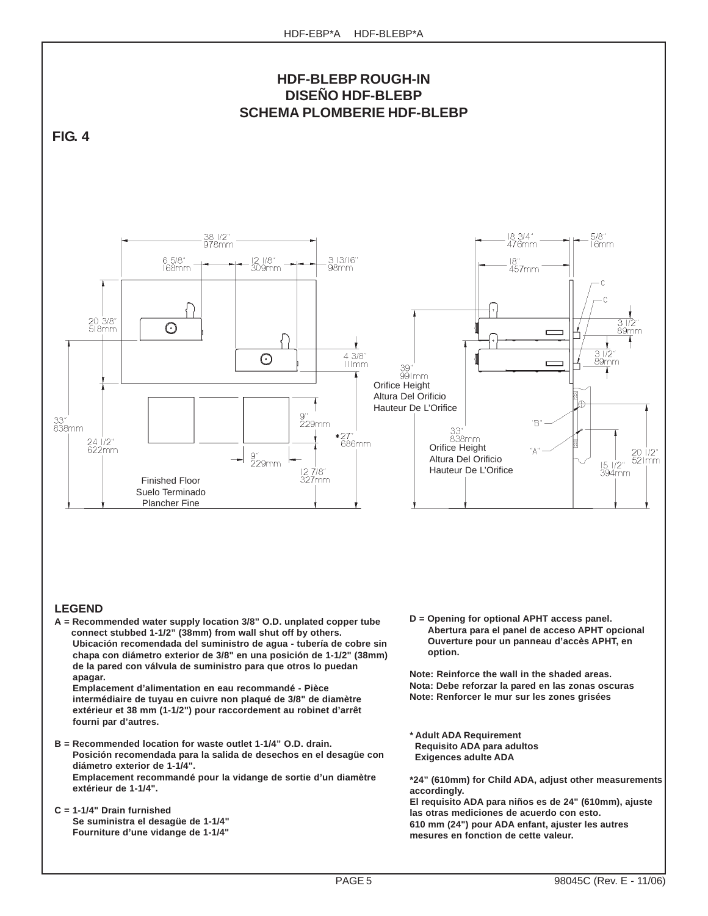# HDF-BLEBP ROUGH-IN
# DISEÑO HDF-BLEBP
# SCHEMA PLOMBERIE HDF-BLEBP

**FIG. 4**

38 1/2" 978mm
6 5/8" 168mm
12 1/8" 309mm
3 13/16" 98mm
20 3/8" 518mm
4 3/8" 111mm
33" 838mm
24 1/2" 622mm
9" 229mm
*27" 686mm
9" 229mm
12 7/8" 327mm

Finished Floor
Suelo Terminado
Plancher Fine

18 3/4" 476mm
5/8" 16mm
18" 457mm
C
C
3 1/2" 89mm
3 1/2" 89mm
39" 991mm
Orifice Height
Altura Del Orificio
Hauteur De L'Orifice
"B"
33" 838mm
Orifice Height
Altura Del Orificio
Hauteur De L'Orifice
"A"
20 1/2" 521mm
15 1/2" 394mm

## LEGEND

**A = Recommended water supply location 3/8" O.D. unplated copper tube connect stubbed 1-1/2" (38mm) from wall shut off by others.**
**Ubicación recomendada del suministro de agua - tubería de cobre sin chapa con diámetro exterior de 3/8" en una posición de 1-1/2" (38mm) de la pared con válvula de suministro para que otros lo puedan apagar.**
**Emplacement d'alimentation en eau recommandé - Pièce intermédiaire de tuyau en cuivre non plaqué de 3/8" de diamètre extérieur et 38 mm (1-1/2") pour raccordement au robinet d'arrêt fourni par d'autres.**

**B = Recommended location for waste outlet 1-1/4" O.D. drain.**
**Posición recomendada para la salida de desechos en el desagüe con diámetro exterior de 1-1/4".**
**Emplacement recommandé pour la vidange de sortie d'un diamètre extérieur de 1-1/4".**

**C = 1-1/4" Drain furnished**
**Se suministra el desagüe de 1-1/4"**
**Fourniture d'une vidange de 1-1/4"**

**D = Opening for optional APHT access panel.**
**Abertura para el panel de acceso APHT opcional**
**Ouverture pour un panneau d'accès APHT, en option.**

**Note: Reinforce the wall in the shaded areas.**
**Nota: Debe reforzar la pared en las zonas oscuras**
**Note: Renforcer le mur sur les zones grisées**

**\* Adult ADA Requirement**
**Requisito ADA para adultos**
**Exigences adulte ADA**

**\*24" (610mm) for Child ADA, adjust other measurements accordingly.**
**El requisito ADA para niños es de 24" (610mm), ajuste las otras mediciones de acuerdo con esto.**
**610 mm (24") pour ADA enfant, ajuster les autres mesures en fonction de cette valeur.**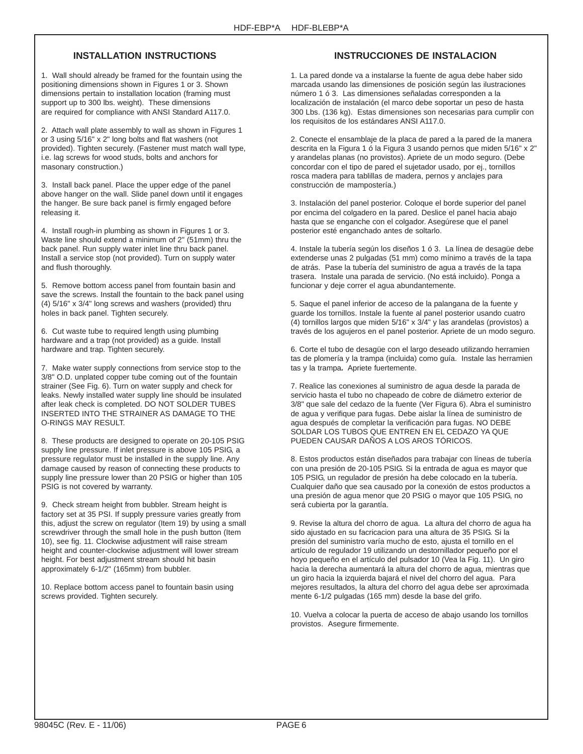## INSTALLATION INSTRUCTIONS

1. Wall should already be framed for the fountain using the positioning dimensions shown in Figures 1 or 3. Shown dimensions pertain to installation location (framing must support up to 300 lbs. weight). These dimensions are required for compliance with ANSI Standard A117.0.

2. Attach wall plate assembly to wall as shown in Figures 1 or 3 using 5/16" x 2" long bolts and flat washers (not provided). Tighten securely. (Fastener must match wall type, i.e. lag screws for wood studs, bolts and anchors for masonary construction.)

3. Install back panel. Place the upper edge of the panel above hanger on the wall. Slide panel down until it engages the hanger. Be sure back panel is firmly engaged before releasing it.

4. Install rough-in plumbing as shown in Figures 1 or 3. Waste line should extend a minimum of 2" (51mm) thru the back panel. Run supply water inlet line thru back panel. Install a service stop (not provided). Turn on supply water and flush thoroughly.

5. Remove bottom access panel from fountain basin and save the screws. Install the fountain to the back panel using (4) 5/16" x 3/4" long screws and washers (provided) thru holes in back panel. Tighten securely.

6. Cut waste tube to required length using plumbing hardware and a trap (not provided) as a guide. Install hardware and trap. Tighten securely.

7. Make water supply connections from service stop to the 3/8" O.D. unplated copper tube coming out of the fountain strainer (See Fig. 6). Turn on water supply and check for leaks. Newly installed water supply line should be insulated after leak check is completed. DO NOT SOLDER TUBES INSERTED INTO THE STRAINER AS DAMAGE TO THE O-RINGS MAY RESULT.

8. These products are designed to operate on 20-105 PSIG supply line pressure. If inlet pressure is above 105 PSIG, a pressure regulator must be installed in the supply line. Any damage caused by reason of connecting these products to supply line pressure lower than 20 PSIG or higher than 105 PSIG is not covered by warranty.

9. Check stream height from bubbler. Stream height is factory set at 35 PSI. If supply pressure varies greatly from this, adjust the screw on regulator (Item 19) by using a small screwdriver through the small hole in the push button (Item 10), see fig. 11. Clockwise adjustment will raise stream height and counter-clockwise adjustment will lower stream height. For best adjustment stream should hit basin approximately 6-1/2" (165mm) from bubbler.

10. Replace bottom access panel to fountain basin using screws provided. Tighten securely.

## INSTRUCCIONES DE INSTALACION

1. La pared donde va a instalarse la fuente de agua debe haber sido marcada usando las dimensiones de posición según las ilustraciones número 1 ó 3. Las dimensiones señaladas corresponden a la localización de instalación (el marco debe soportar un peso de hasta 300 Lbs. (136 kg). Estas dimensiones son necesarias para cumplir con los requisitos de los estándares ANSI A117.0.

2. Conecte el ensamblaje de la placa de pared a la pared de la manera descrita en la Figura 1 ó la Figura 3 usando pernos que miden 5/16" x 2" y arandelas planas (no provistos). Apriete de un modo seguro. (Debe concordar con el tipo de pared el sujetador usado, por ej., tornillos rosca madera para tablillas de madera, pernos y anclajes para construcción de mampostería.)

3. Instalación del panel posterior. Coloque el borde superior del panel por encima del colgadero en la pared. Deslice el panel hacia abajo hasta que se enganche con el colgador. Asegúrese que el panel posterior esté enganchado antes de soltarlo.

4. Instale la tubería según los diseños 1 ó 3. La línea de desagüe debe extenderse unas 2 pulgadas (51 mm) como mínimo a través de la tapa de atrás. Pase la tubería del suministro de agua a través de la tapa trasera. Instale una parada de servicio. (No está incluido). Ponga a funcionar y deje correr el agua abundantemente.

5. Saque el panel inferior de acceso de la palangana de la fuente y guarde los tornillos. Instale la fuente al panel posterior usando cuatro (4) tornillos largos que miden 5/16" x 3/4" y las arandelas (provistos) a través de los agujeros en el panel posterior. Apriete de un modo seguro.

6. Corte el tubo de desagüe con el largo deseado utilizando herramien tas de plomería y la trampa (incluida) como guía. Instale las herramien tas y la trampa**.** Apriete fuertemente.

7. Realice las conexiones al suministro de agua desde la parada de servicio hasta el tubo no chapeado de cobre de diámetro exterior de 3/8" que sale del cedazo de la fuente (Ver Figura 6). Abra el suministro de agua y verifique para fugas. Debe aislar la línea de suministro de agua después de completar la verificación para fugas. NO DEBE SOLDAR LOS TUBOS QUE ENTREN EN EL CEDAZO YA QUE PUEDEN CAUSAR DAÑOS A LOS AROS TÓRICOS.

8. Estos productos están diseñados para trabajar con líneas de tubería con una presión de 20-105 PSIG. Si la entrada de agua es mayor que 105 PSIG, un regulador de presión ha debe colocado en la tubería. Cualquier daño que sea causado por la conexión de estos productos a una presión de agua menor que 20 PSIG o mayor que 105 PSIG, no será cubierta por la garantía.

9. Revise la altura del chorro de agua. La altura del chorro de agua ha sido ajustado en su facricacion para una altura de 35 PSIG. Si la presión del suministro varía mucho de esto, ajusta el tornillo en el artículo de regulador 19 utilizando un destornillador pequeño por el hoyo pequeño en el artículo del pulsador 10 (Vea la Fig. 11). Un giro hacia la derecha aumentará la altura del chorro de agua, mientras que un giro hacia la izquierda bajará el nivel del chorro del agua. Para mejores resultados, la altura del chorro del agua debe ser aproximada mente 6-1/2 pulgadas (165 mm) desde la base del grifo.

10. Vuelva a colocar la puerta de acceso de abajo usando los tornillos provistos. Asegure firmemente.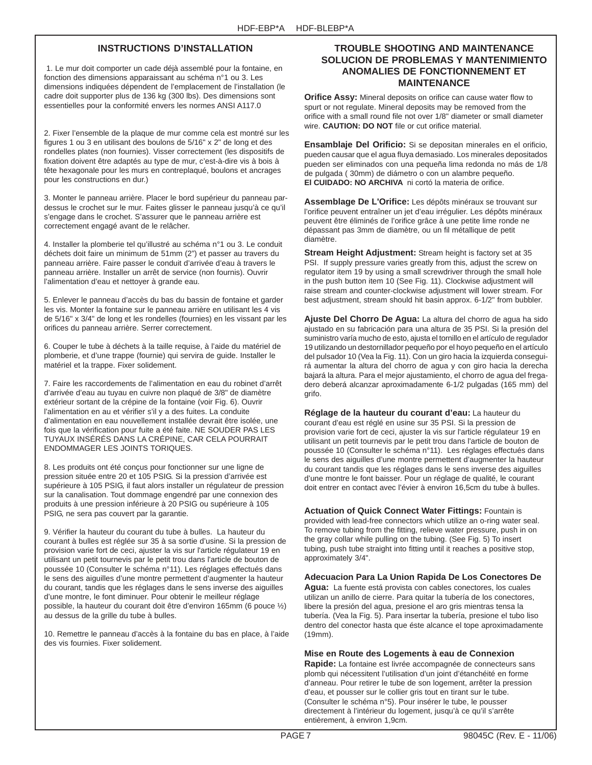## INSTRUCTIONS D'INSTALLATION

1. Le mur doit comporter un cade déjà assemblé pour la fontaine, en fonction des dimensions apparaissant au schéma n°1 ou 3. Les dimensions indiquées dépendent de l'emplacement de l'installation (le cadre doit supporter plus de 136 kg (300 lbs). Des dimensions sont essentielles pour la conformité envers les normes ANSI A117.0

2. Fixer l'ensemble de la plaque de mur comme cela est montré sur les figures 1 ou 3 en utilisant des boulons de 5/16" x 2" de long et des rondelles plates (non fournies). Visser correctement (les dispositifs de fixation doivent être adaptés au type de mur, c'est-à-dire vis à bois à tête hexagonale pour les murs en contreplaqué, boulons et ancrages pour les constructions en dur.)

3. Monter le panneau arrière. Placer le bord supérieur du panneau par-dessus le crochet sur le mur. Faites glisser le panneau jusqu'à ce qu'il s'engage dans le crochet. S'assurer que le panneau arrière est correctement engagé avant de le relâcher.

4. Installer la plomberie tel qu'illustré au schéma n°1 ou 3. Le conduit déchets doit faire un minimum de 51mm (2") et passer au travers du panneau arrière. Faire passer le conduit d'arrivée d'eau à travers le panneau arrière. Installer un arrêt de service (non fournis). Ouvrir l'alimentation d'eau et nettoyer à grande eau.

5. Enlever le panneau d'accès du bas du bassin de fontaine et garder les vis. Monter la fontaine sur le panneau arrière en utilisant les 4 vis de 5/16" x 3/4" de long et les rondelles (fournies) en les vissant par les orifices du panneau arrière. Serrer correctement.

6. Couper le tube à déchets à la taille requise, à l'aide du matériel de plomberie, et d'une trappe (fournie) qui servira de guide. Installer le matériel et la trappe. Fixer solidement.

7. Faire les raccordements de l'alimentation en eau du robinet d'arrêt d'arrivée d'eau au tuyau en cuivre non plaqué de 3/8" de diamètre extérieur sortant de la crépine de la fontaine (voir Fig. 6). Ouvrir l'alimentation en au et vérifier s'il y a des fuites. La conduite d'alimentation en eau nouvellement installée devrait être isolée, une fois que la vérification pour fuite a été faite. NE SOUDER PAS LES TUYAUX INSÉRÉS DANS LA CRÉPINE, CAR CELA POURRAIT ENDOMMAGER LES JOINTS TORIQUES.

8. Les produits ont été conçus pour fonctionner sur une ligne de pression située entre 20 et 105 PSIG. Si la pression d'arrivée est supérieure à 105 PSIG, il faut alors installer un régulateur de pression sur la canalisation. Tout dommage engendré par une connexion des produits à une pression inférieure à 20 PSIG ou supérieure à 105 PSIG, ne sera pas couvert par la garantie.

9. Vérifier la hauteur du courant du tube à bulles. La hauteur du courant à bulles est réglée sur 35 à sa sortie d'usine. Si la pression de provision varie fort de ceci, ajuster la vis sur l'article régulateur 19 en utilisant un petit tournevis par le petit trou dans l'article de bouton de poussée 10 (Consulter le schéma n°11). Les réglages effectués dans le sens des aiguilles d'une montre permettent d'augmenter la hauteur du courant, tandis que les réglages dans le sens inverse des aiguilles d'une montre, le font diminuer. Pour obtenir le meilleur réglage possible, la hauteur du courant doit être d'environ 165mm (6 pouce ½) au dessus de la grille du tube à bulles.

10. Remettre le panneau d'accès à la fontaine du bas en place, à l'aide des vis fournies. Fixer solidement.

## TROUBLE SHOOTING AND MAINTENANCE
## SOLUCION DE PROBLEMAS Y MANTENIMIENTO
## ANOMALIES DE FONCTIONNEMENT ET MAINTENANCE

**Orifice Assy:** Mineral deposits on orifice can cause water flow to spurt or not regulate. Mineral deposits may be removed from the orifice with a small round file not over 1/8" diameter or small diameter wire. **CAUTION: DO NOT** file or cut orifice material.

**Ensamblaje Del Orificio:** Si se depositan minerales en el orificio, pueden causar que el agua fluya demasiado. Los minerales depositados pueden ser eliminados con una pequeña lima redonda no más de 1/8 de pulgada ( 30mm) de diámetro o con un alambre pequeño. **El CUIDADO: NO ARCHIVA** ni cortó la materia de orifice.

**Assemblage De L'Orifice:** Les dépôts minéraux se trouvant sur l'orifice peuvent entraîner un jet d'eau irrégulier. Les dépôts minéraux peuvent être éliminés de l'orifice grâce à une petite lime ronde ne dépassant pas 3mm de diamètre, ou un fil métallique de petit diamètre.

**Stream Height Adjustment:** Stream height is factory set at 35 PSI. If supply pressure varies greatly from this, adjust the screw on regulator item 19 by using a small screwdriver through the small hole in the push button item 10 (See Fig. 11). Clockwise adjustment will raise stream and counter-clockwise adjustment will lower stream. For best adjustment, stream should hit basin approx. 6-1/2" from bubbler.

**Ajuste Del Chorro De Agua:** La altura del chorro de agua ha sido ajustado en su fabricación para una altura de 35 PSI. Si la presión del suministro varía mucho de esto, ajusta el tornillo en el artículo de regulador 19 utilizando un destornillador pequeño por el hoyo pequeño en el artículo del pulsador 10 (Vea la Fig. 11). Con un giro hacia la izquierda conseguirá aumentar la altura del chorro de agua y con giro hacia la derecha bajará la altura. Para el mejor ajustamiento, el chorro de agua del fregadero deberá alcanzar aproximadamente 6-1/2 pulgadas (165 mm) del grifo.

**Réglage de la hauteur du courant d'eau:** La hauteur du courant d'eau est réglé en usine sur 35 PSI. Si la pression de provision varie fort de ceci, ajuster la vis sur l'article régulateur 19 en utilisant un petit tournevis par le petit trou dans l'article de bouton de poussée 10 (Consulter le schéma n°11). Les réglages effectués dans le sens des aiguilles d'une montre permettent d'augmenter la hauteur du courant tandis que les réglages dans le sens inverse des aiguilles d'une montre le font baisser. Pour un réglage de qualité, le courant doit entrer en contact avec l'évier à environ 16,5cm du tube à bulles.

**Actuation of Quick Connect Water Fittings:** Fountain is provided with lead-free connectors which utilize an o-ring water seal. To remove tubing from the fitting, relieve water pressure, push in on the gray collar while pulling on the tubing. (See Fig. 5) To insert tubing, push tube straight into fitting until it reaches a positive stop, approximately 3/4".

**Adecuacion Para La Union Rapida De Los Conectores De Agua:** La fuente está provista con cables conectores, los cuales utilizan un anillo de cierre. Para quitar la tubería de los conectores, libere la presión del agua, presione el aro gris mientras tensa la tubería. (Vea la Fig. 5). Para insertar la tubería, presione el tubo liso dentro del conector hasta que éste alcance el tope aproximadamente (19mm).

**Mise en Route des Logements à eau de Connexion Rapide:** La fontaine est livrée accompagnée de connecteurs sans plomb qui nécessitent l'utilisation d'un joint d'étanchéité en forme d'anneau. Pour retirer le tube de son logement, arrêter la pression d'eau, et pousser sur le collier gris tout en tirant sur le tube. (Consulter le schéma n°5). Pour insérer le tube, le pousser directement à l'intérieur du logement, jusqu'à ce qu'il s'arrête entièrement, à environ 1,9cm.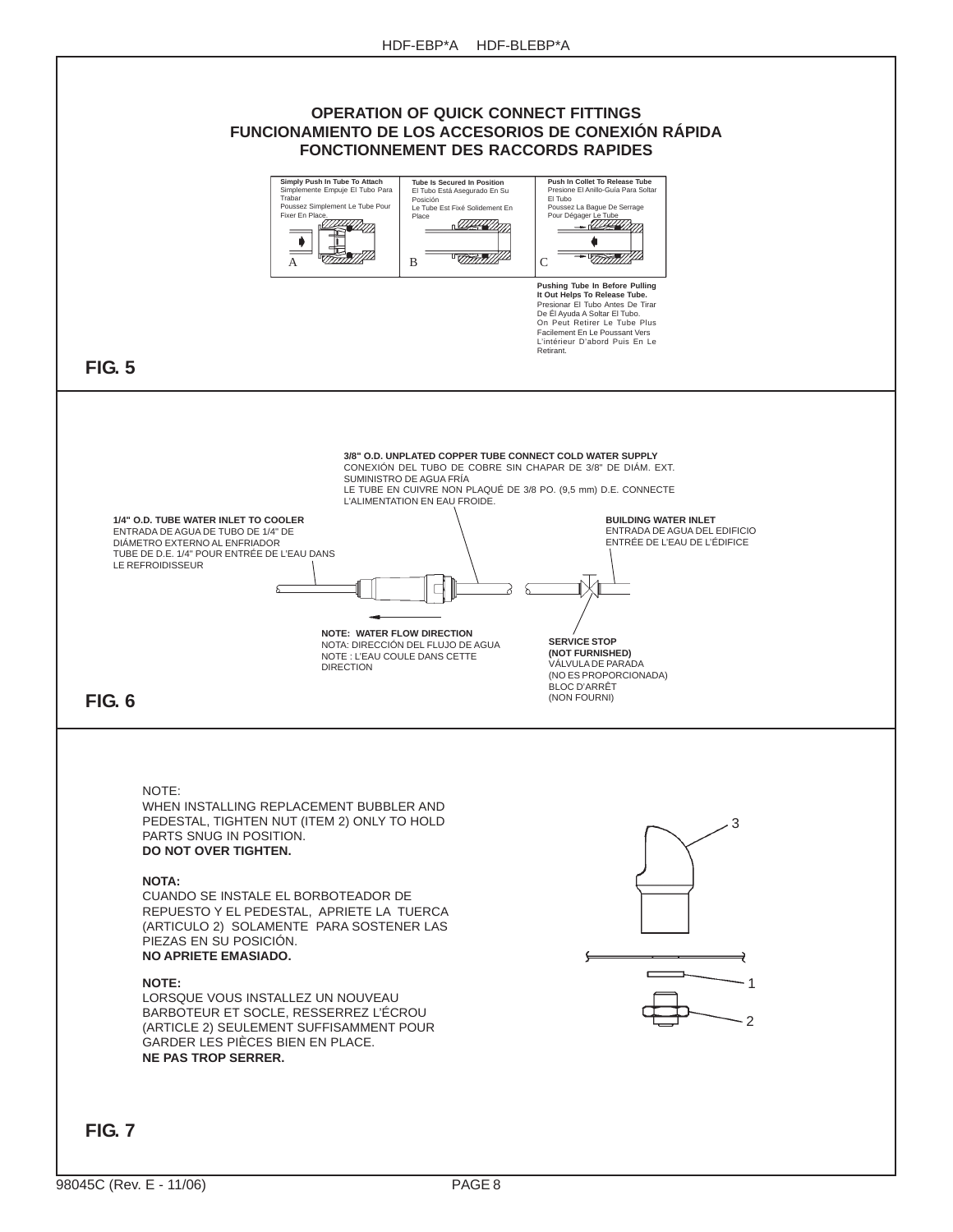## OPERATION OF QUICK CONNECT FITTINGS
## FUNCIONAMIENTO DE LOS ACCESORIOS DE CONEXIÓN RÁPIDA
## FONCTIONNEMENT DES RACCORDS RAPIDES

**Simply Push In Tube To Attach**
Simplemente Empuje El Tubo Para Trabar
Poussez Simplement Le Tube Pour Fixer En Place.

A

**Tube Is Secured In Position**
El Tubo Está Asegurado En Su Posición
Le Tube Est Fixé Solidement En Place

B

**Push In Collet To Release Tube**
Presione El Anillo-Guía Para Soltar El Tubo
Poussez La Bague De Serrage Pour Dégager Le Tube

C

**Pushing Tube In Before Pulling It Out Helps To Release Tube.**
Presionar El Tubo Antes De Tirar De Él Ayuda A Soltar El Tubo.
On Peut Retirer Le Tube Plus Facilement En Le Poussant Vers L'intérieur D'abord Puis En Le Retirant.

**FIG. 5**

**3/8" O.D. UNPLATED COPPER TUBE CONNECT COLD WATER SUPPLY**
CONEXIÓN DEL TUBO DE COBRE SIN CHAPAR DE 3/8" DE DIÁM. EXT. SUMINISTRO DE AGUA FRÍA
LE TUBE EN CUIVRE NON PLAQUÉ DE 3/8 PO. (9,5 mm) D.E. CONNECTE L'ALIMENTATION EN EAU FROIDE.

**1/4" O.D. TUBE WATER INLET TO COOLER**
ENTRADA DE AGUA DE TUBO DE 1/4" DE DIÁMETRO EXTERNO AL ENFRIADOR
TUBE DE D.E. 1/4" POUR ENTRÉE DE L'EAU DANS LE REFROIDISSEUR

**BUILDING WATER INLET**
ENTRADA DE AGUA DEL EDIFICIO
ENTRÉE DE L'EAU DE L'ÉDIFICE

**NOTE: WATER FLOW DIRECTION**
NOTA: DIRECCIÓN DEL FLUJO DE AGUA
NOTE : L'EAU COULE DANS CETTE DIRECTION

**SERVICE STOP (NOT FURNISHED)**
VÁLVULA DE PARADA (NO ES PROPORCIONADA)
BLOC D'ARRÊT (NON FOURNI)

**FIG. 6**

NOTE:
WHEN INSTALLING REPLACEMENT BUBBLER AND PEDESTAL, TIGHTEN NUT (ITEM 2) ONLY TO HOLD PARTS SNUG IN POSITION.
**DO NOT OVER TIGHTEN.**

**NOTA:**
CUANDO SE INSTALE EL BORBOTEADOR DE REPUESTO Y EL PEDESTAL, APRIETE LA TUERCA (ARTICULO 2) SOLAMENTE PARA SOSTENER LAS PIEZAS EN SU POSICIÓN.
**NO APRIETE EMASIADO.**

**NOTE:**
LORSQUE VOUS INSTALLEZ UN NOUVEAU BARBOTEUR ET SOCLE, RESSERREZ L'ÉCROU (ARTICLE 2) SEULEMENT SUFFISAMMENT POUR GARDER LES PIÈCES BIEN EN PLACE.
**NE PAS TROP SERRER.**

3

1

2

**FIG. 7**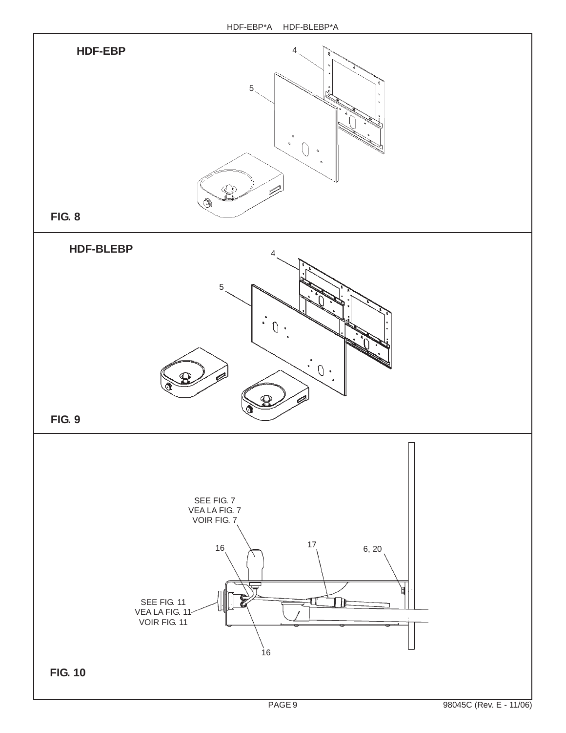**HDF-EBP**

4

5

**FIG. 8**

**HDF-BLEBP**

4

5

**FIG. 9**

SEE FIG. 7
VEA LA FIG. 7
VOIR FIG. 7

16

17

6, 20

SEE FIG. 11
VEA LA FIG. 11
VOIR FIG. 11

16

**FIG. 10**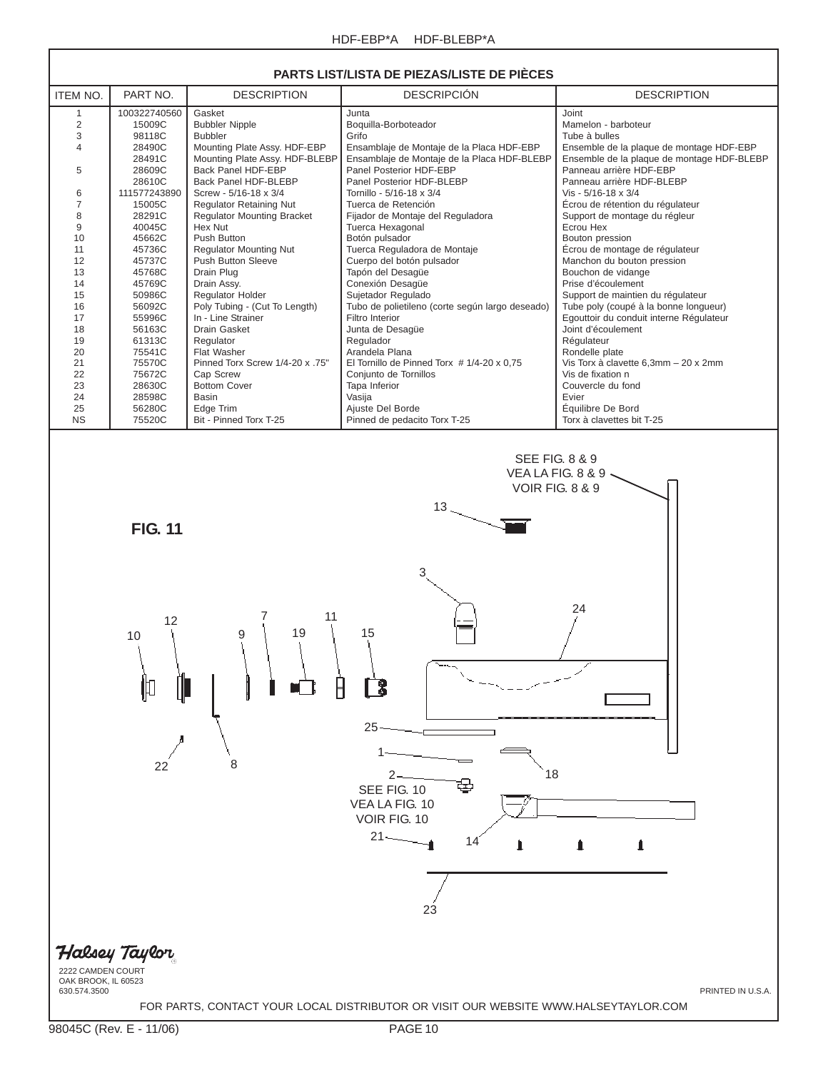## PARTS LIST/LISTA DE PIEZAS/LISTE DE PIÈCES

| ITEM NO. | PART NO. | DESCRIPTION | DESCRIPCIÓN | DESCRIPTION |
|---|---|---|---|---|
| 1 | 100322740560 | Gasket | Junta | Joint |
| 2 | 15009C | Bubbler Nipple | Boquilla-Borboteador | Mamelon - barboteur |
| 3 | 98118C | Bubbler | Grifo | Tube à bulles |
| 4 | 28490C | Mounting Plate Assy. HDF-EBP | Ensamblaje de Montaje de la Placa HDF-EBP | Ensemble de la plaque de montage HDF-EBP |
| | 28491C | Mounting Plate Assy. HDF-BLEBP | Ensamblaje de Montaje de la Placa HDF-BLEBP | Ensemble de la plaque de montage HDF-BLEBP |
| 5 | 28609C | Back Panel HDF-EBP | Panel Posterior HDF-EBP | Panneau arrière HDF-EBP |
| | 28610C | Back Panel HDF-BLEBP | Panel Posterior HDF-BLEBP | Panneau arrière HDF-BLEBP |
| 6 | 111577243890 | Screw - 5/16-18 x 3/4 | Tornillo - 5/16-18 x 3/4 | Vis - 5/16-18 x 3/4 |
| 7 | 15005C | Regulator Retaining Nut | Tuerca de Retención | Écrou de rétention du régulateur |
| 8 | 28291C | Regulator Mounting Bracket | Fijador de Montaje del Reguladora | Support de montage du régleur |
| 9 | 40045C | Hex Nut | Tuerca Hexagonal | Ecrou Hex |
| 10 | 45662C | Push Button | Botón pulsador | Bouton pression |
| 11 | 45736C | Regulator Mounting Nut | Tuerca Reguladora de Montaje | Écrou de montage de régulateur |
| 12 | 45737C | Push Button Sleeve | Cuerpo del botón pulsador | Manchon du bouton pression |
| 13 | 45768C | Drain Plug | Tapón del Desagüe | Bouchon de vidange |
| 14 | 45769C | Drain Assy. | Conexión Desagüe | Prise d'écoulement |
| 15 | 50986C | Regulator Holder | Sujetador Regulado | Support de maintien du régulateur |
| 16 | 56092C | Poly Tubing - (Cut To Length) | Tubo de polietileno (corte según largo deseado) | Tube poly (coupé à la bonne longueur) |
| 17 | 55996C | In - Line Strainer | Filtro Interior | Egouttoir du conduit interne Régulateur |
| 18 | 56163C | Drain Gasket | Junta de Desagüe | Joint d'écoulement |
| 19 | 61313C | Regulator | Regulador | Régulateur |
| 20 | 75541C | Flat Washer | Arandela Plana | Rondelle plate |
| 21 | 75570C | Pinned Torx Screw 1/4-20 x .75" | El Tornillo de Pinned Torx # 1/4-20 x 0,75 | Vis Torx à clavette 6,3mm – 20 x 2mm |
| 22 | 75672C | Cap Screw | Conjunto de Tornillos | Vis de fixation n |
| 23 | 28630C | Bottom Cover | Tapa Inferior | Couvercle du fond |
| 24 | 28598C | Basin | Vasija | Evier |
| 25 | 56280C | Edge Trim | Ajuste Del Borde | Équilibre De Bord |
| NS | 75520C | Bit - Pinned Torx T-25 | Pinned de pedacito Torx T-25 | Torx à clavettes bit T-25 |

**FIG. 11**

SEE FIG. 8 & 9
VEA LA FIG. 8 & 9
VOIR FIG. 8 & 9

13
3
24
12
10
7
9
19
11
15
25
1
18
22
8
2
SEE FIG. 10
VEA LA FIG. 10
VOIR FIG. 10
21
14
23

*Halsey Taylor*

2222 CAMDEN COURT
OAK BROOK, IL 60523
630.574.3500

PRINTED IN U.S.A.

FOR PARTS, CONTACT YOUR LOCAL DISTRIBUTOR OR VISIT OUR WEBSITE WWW.HALSEYTAYLOR.COM

98045C (Rev. E - 11/06)